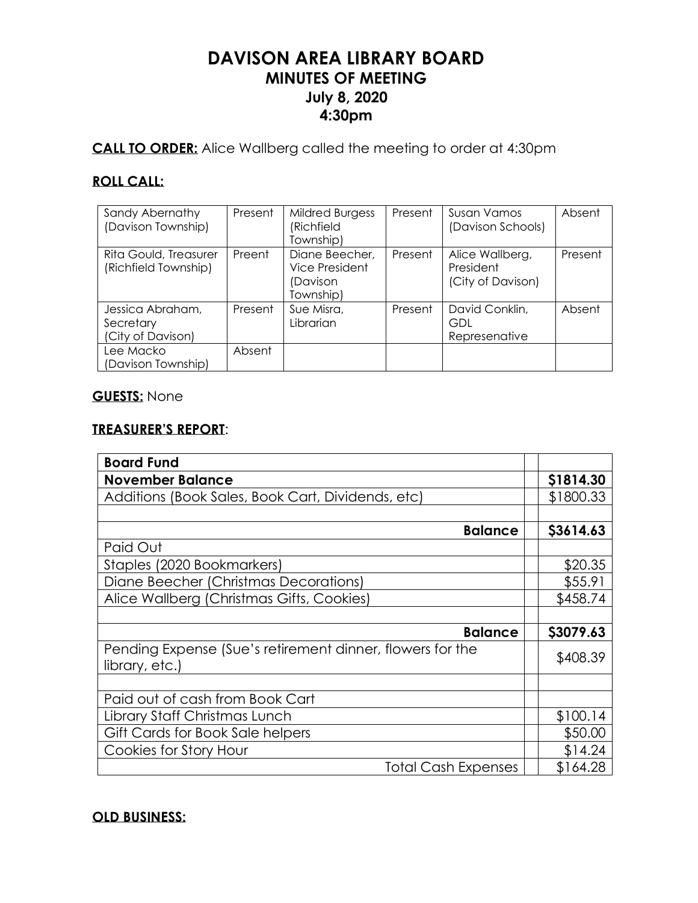# DAVISON AREA LIBRARY BOARD
## MINUTES OF MEETING
### July 8, 2020
### 4:30pm

**CALL TO ORDER:** Alice Wallberg called the meeting to order at 4:30pm

**ROLL CALL:**

| | | | | | |
|---|---|---|---|---|---|
| Sandy Abernathy (Davison Township) | Present | Mildred Burgess (Richfield Township) | Present | Susan Vamos (Davison Schools) | Absent |
| Rita Gould, Treasurer (Richfield Township) | Preent | Diane Beecher, Vice President (Davison Township) | Present | Alice Wallberg, President (City of Davison) | Present |
| Jessica Abraham, Secretary (City of Davison) | Present | Sue Misra, Librarian | Present | David Conklin, GDL Represenative | Absent |
| Lee Macko (Davison Township) | Absent | | | | |

**GUESTS:** None

**TREASURER'S REPORT**:

| **Board Fund** | | |
|---|---|---|
| **November Balance** | | **$1814.30** |
| Additions (Book Sales, Book Cart, Dividends, etc) | | $1800.33 |
| | | |
| **Balance** | | **$3614.63** |
| Paid Out | | |
| Staples (2020 Bookmarkers) | | $20.35 |
| Diane Beecher (Christmas Decorations) | | $55.91 |
| Alice Wallberg (Christmas Gifts, Cookies) | | $458.74 |
| | | |
| **Balance** | | **$3079.63** |
| Pending Expense (Sue's retirement dinner, flowers for the library, etc.) | | $408.39 |
| | | |
| Paid out of cash from Book Cart | | |
| Library Staff Christmas Lunch | | $100.14 |
| Gift Cards for Book Sale helpers | | $50.00 |
| Cookies for Story Hour | | $14.24 |
| Total Cash Expenses | | $164.28 |

**OLD BUSINESS:**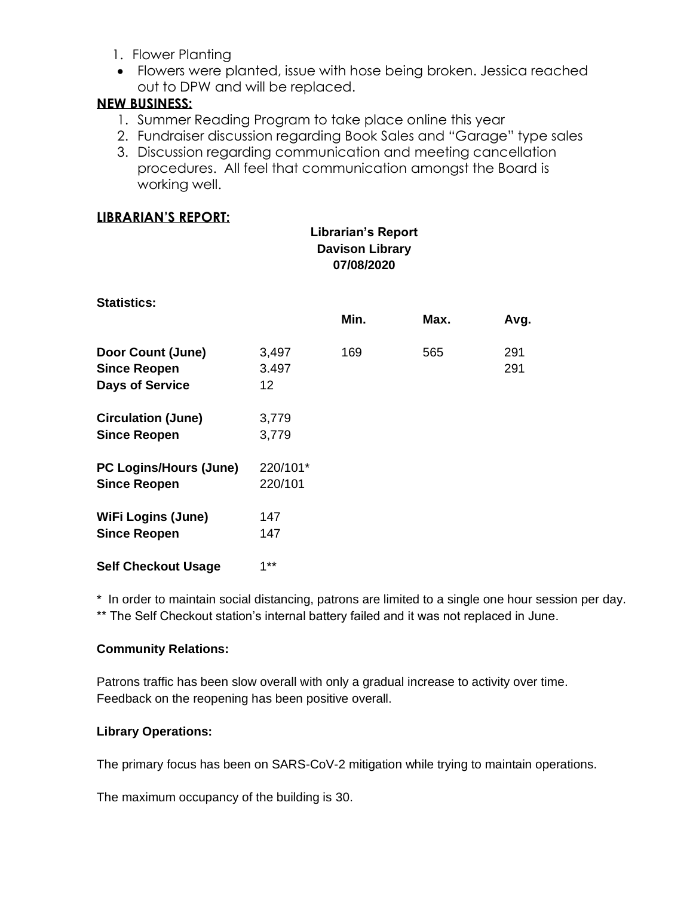1. Flower Planting
   - Flowers were planted, issue with hose being broken. Jessica reached out to DPW and will be replaced.

**NEW BUSINESS:**

1. Summer Reading Program to take place online this year
2. Fundraiser discussion regarding Book Sales and "Garage" type sales
3. Discussion regarding communication and meeting cancellation procedures. All feel that communication amongst the Board is working well.

**LIBRARIAN'S REPORT:**

**Librarian's Report**
**Davison Library**
**07/08/2020**

**Statistics:**

| | | Min. | Max. | Avg. |
|---|---|---|---|---|
| **Door Count (June)** | 3,497 | 169 | 565 | 291 |
| **Since Reopen** | 3.497 | | | 291 |
| **Days of Service** | 12 | | | |
| **Circulation (June)** | 3,779 | | | |
| **Since Reopen** | 3,779 | | | |
| **PC Logins/Hours (June)** | 220/101* | | | |
| **Since Reopen** | 220/101 | | | |
| **WiFi Logins (June)** | 147 | | | |
| **Since Reopen** | 147 | | | |
| **Self Checkout Usage** | 1** | | | |

\* In order to maintain social distancing, patrons are limited to a single one hour session per day.

\** The Self Checkout station's internal battery failed and it was not replaced in June.

**Community Relations:**

Patrons traffic has been slow overall with only a gradual increase to activity over time. Feedback on the reopening has been positive overall.

**Library Operations:**

The primary focus has been on SARS-CoV-2 mitigation while trying to maintain operations.

The maximum occupancy of the building is 30.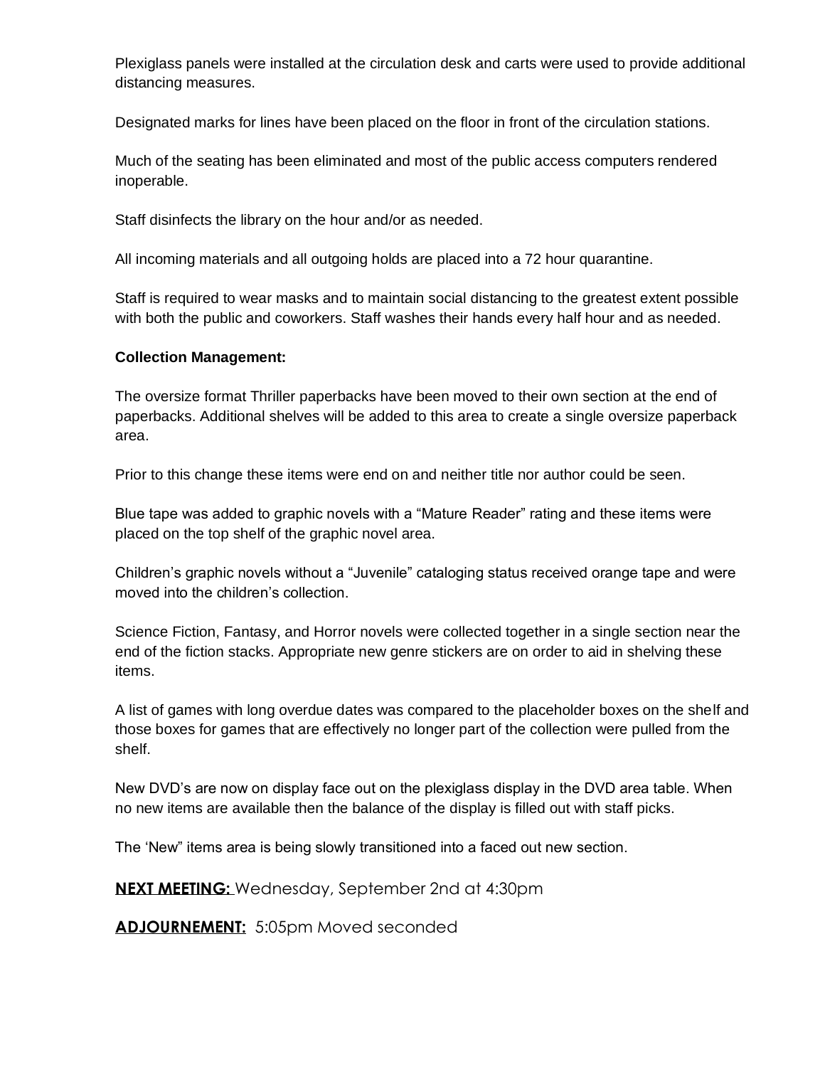Plexiglass panels were installed at the circulation desk and carts were used to provide additional distancing measures.

Designated marks for lines have been placed on the floor in front of the circulation stations.

Much of the seating has been eliminated and most of the public access computers rendered inoperable.

Staff disinfects the library on the hour and/or as needed.

All incoming materials and all outgoing holds are placed into a 72 hour quarantine.

Staff is required to wear masks and to maintain social distancing to the greatest extent possible with both the public and coworkers. Staff washes their hands every half hour and as needed.

**Collection Management:**

The oversize format Thriller paperbacks have been moved to their own section at the end of paperbacks. Additional shelves will be added to this area to create a single oversize paperback area.

Prior to this change these items were end on and neither title nor author could be seen.

Blue tape was added to graphic novels with a “Mature Reader” rating and these items were placed on the top shelf of the graphic novel area.

Children’s graphic novels without a “Juvenile” cataloging status received orange tape and were moved into the children’s collection.

Science Fiction, Fantasy, and Horror novels were collected together in a single section near the end of the fiction stacks. Appropriate new genre stickers are on order to aid in shelving these items.

A list of games with long overdue dates was compared to the placeholder boxes on the shelf and those boxes for games that are effectively no longer part of the collection were pulled from the shelf.

New DVD’s are now on display face out on the plexiglass display in the DVD area table. When no new items are available then the balance of the display is filled out with staff picks.

The ‘New” items area is being slowly transitioned into a faced out new section.

**NEXT MEETING:** Wednesday, September 2nd at 4:30pm

**ADJOURNEMENT:** 5:05pm Moved seconded